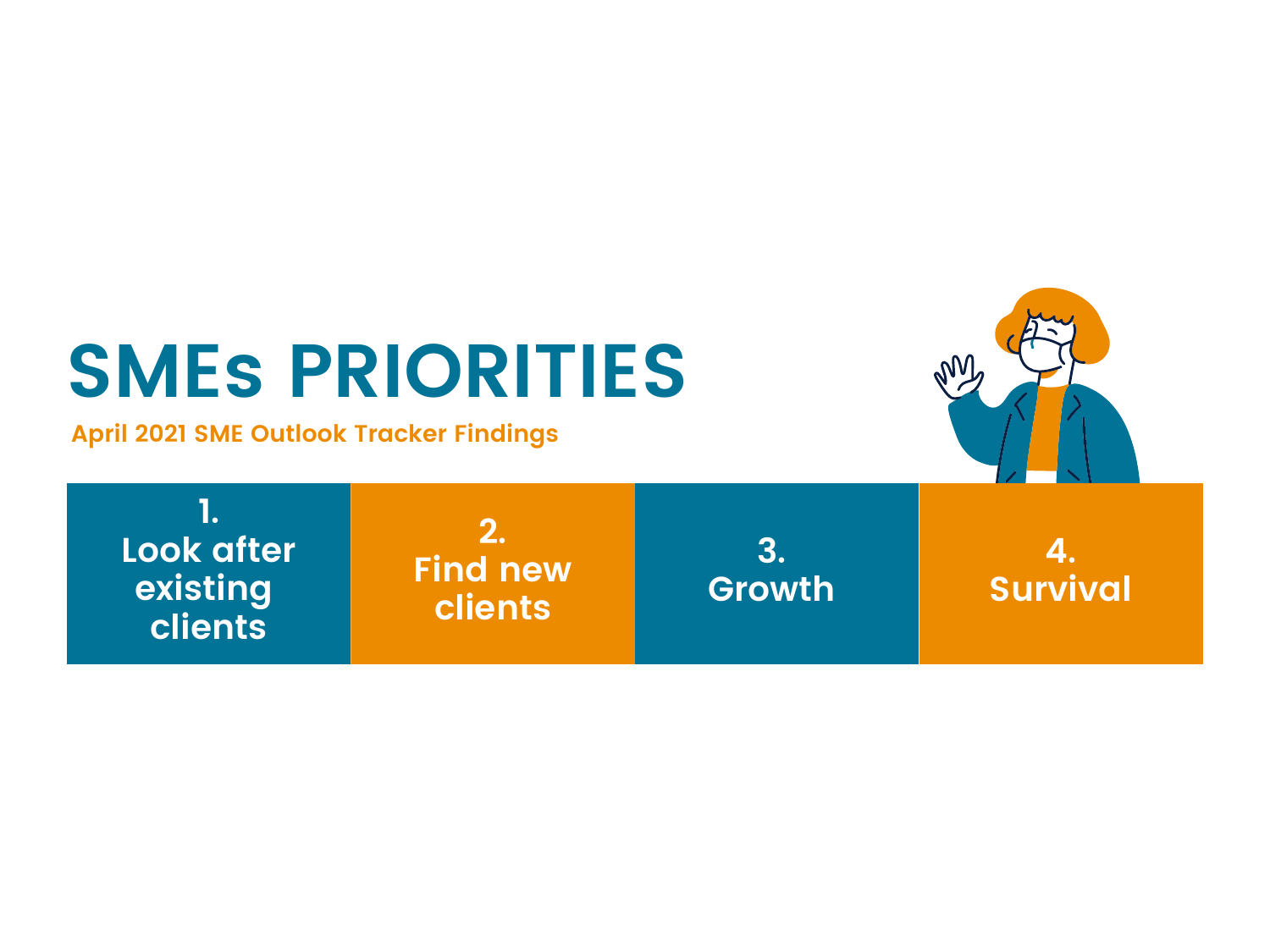# SMEs PRIORITIES

**April 2021 SME Outlook Tracker Findings**

1. Look after existing clients
2. Find new clients
3. Growth
4. Survival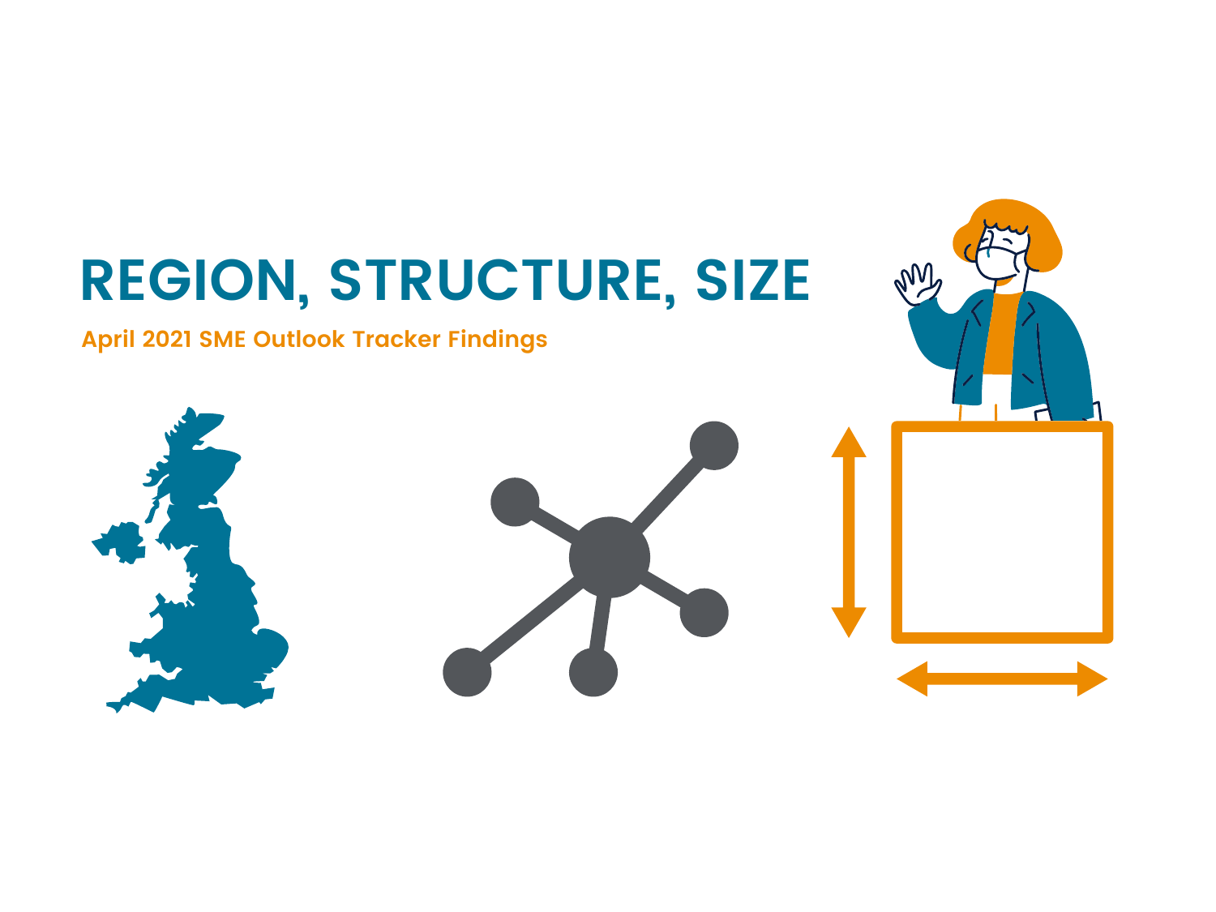# REGION, STRUCTURE, SIZE

**April 2021 SME Outlook Tracker Findings**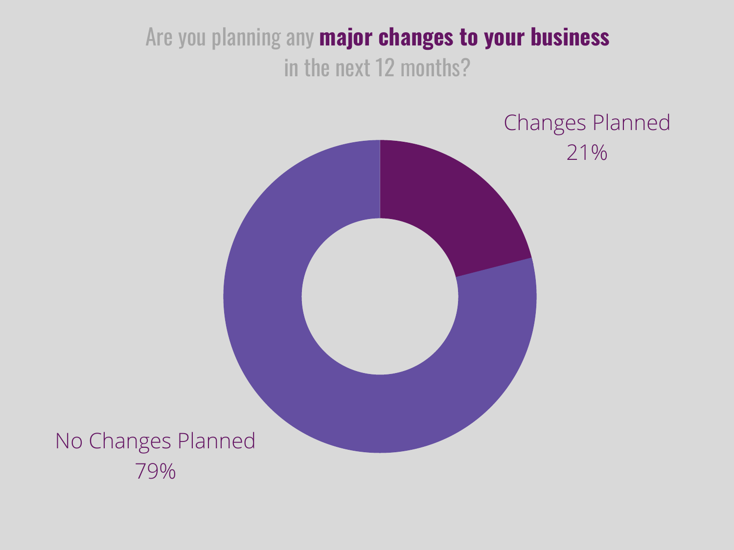# Are you planning any **major changes to your business** in the next 12 months?

Changes Planned
21%

No Changes Planned
79%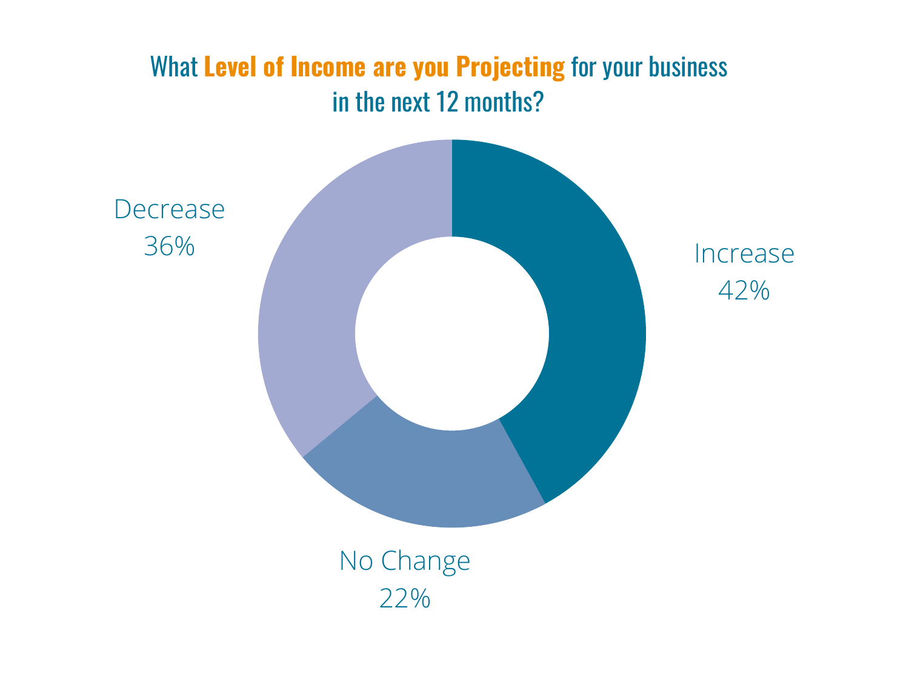## What **Level of Income are you Projecting** for your business in the next 12 months?

Decrease
36%

Increase
42%

No Change
22%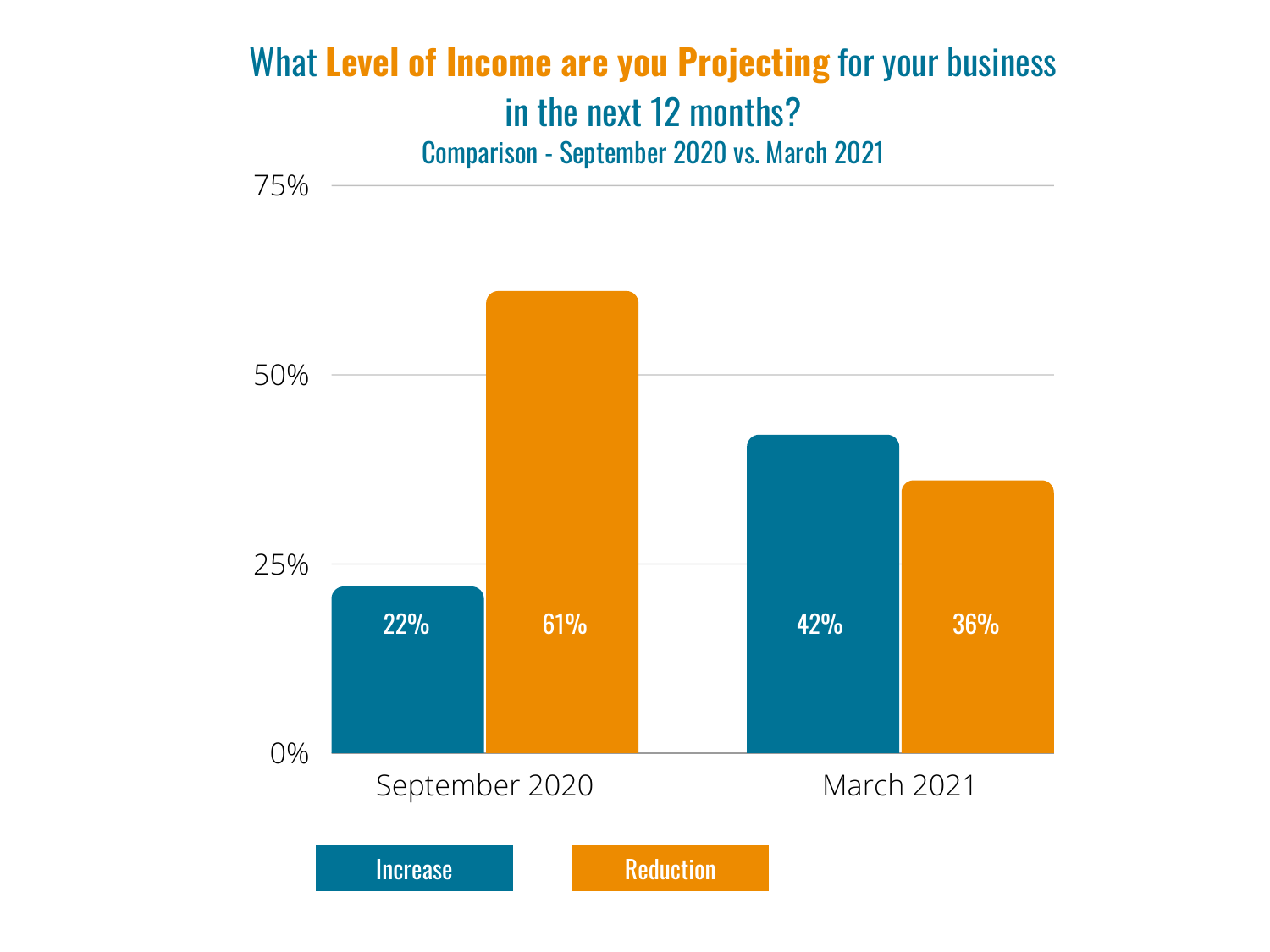## What Level of Income are you Projecting for your business in the next 12 months?

### Comparison - September 2020 vs. March 2021

| | Increase | Reduction |
|---|---|---|
| September 2020 | 22% | 61% |
| March 2021 | 42% | 36% |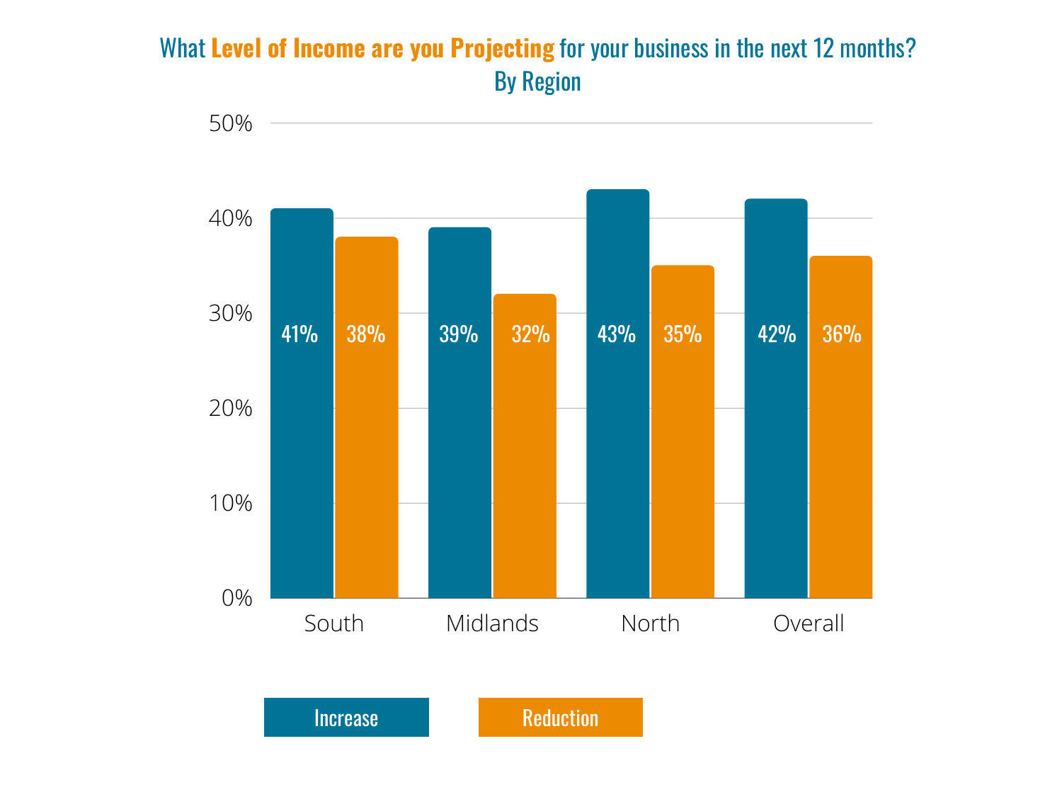## What Level of Income are you Projecting for your business in the next 12 months? By Region

| Region | Increase | Reduction |
|---|---|---|
| South | 41% | 38% |
| Midlands | 39% | 32% |
| North | 43% | 35% |
| Overall | 42% | 36% |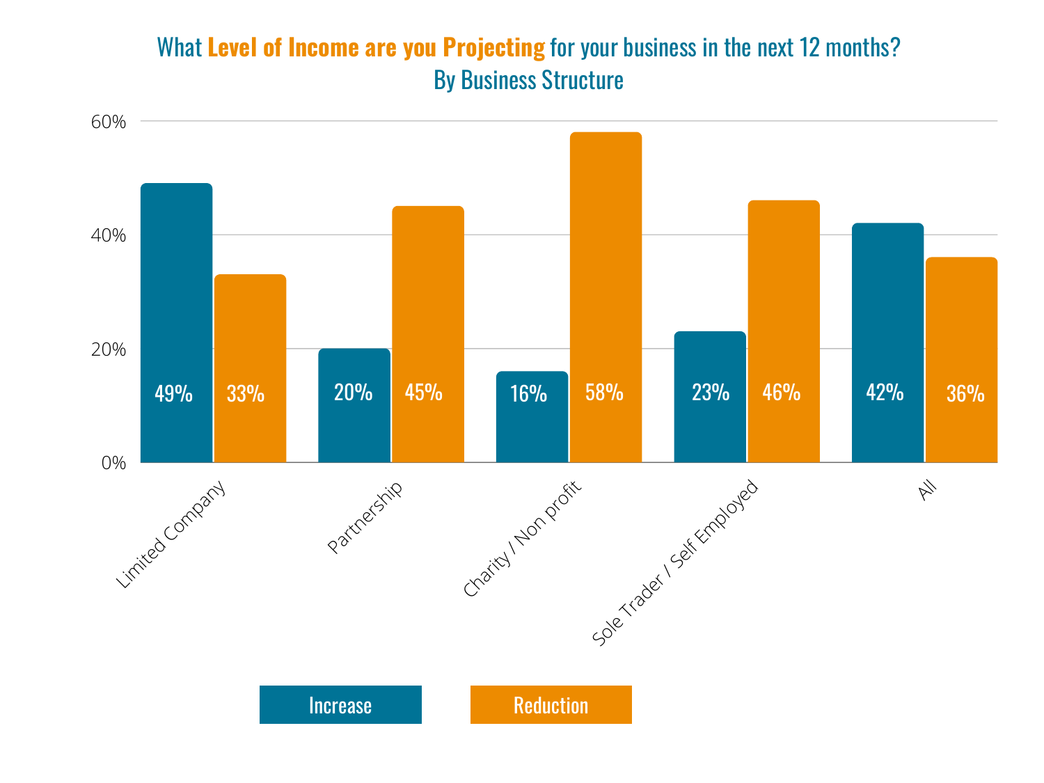## What Level of Income are you Projecting for your business in the next 12 months?
### By Business Structure

| Business Structure | Increase | Reduction |
| --- | --- | --- |
| Limited Company | 49% | 33% |
| Partnership | 20% | 45% |
| Charity / Non profit | 16% | 58% |
| Sole Trader / Self Employed | 23% | 46% |
| All | 42% | 36% |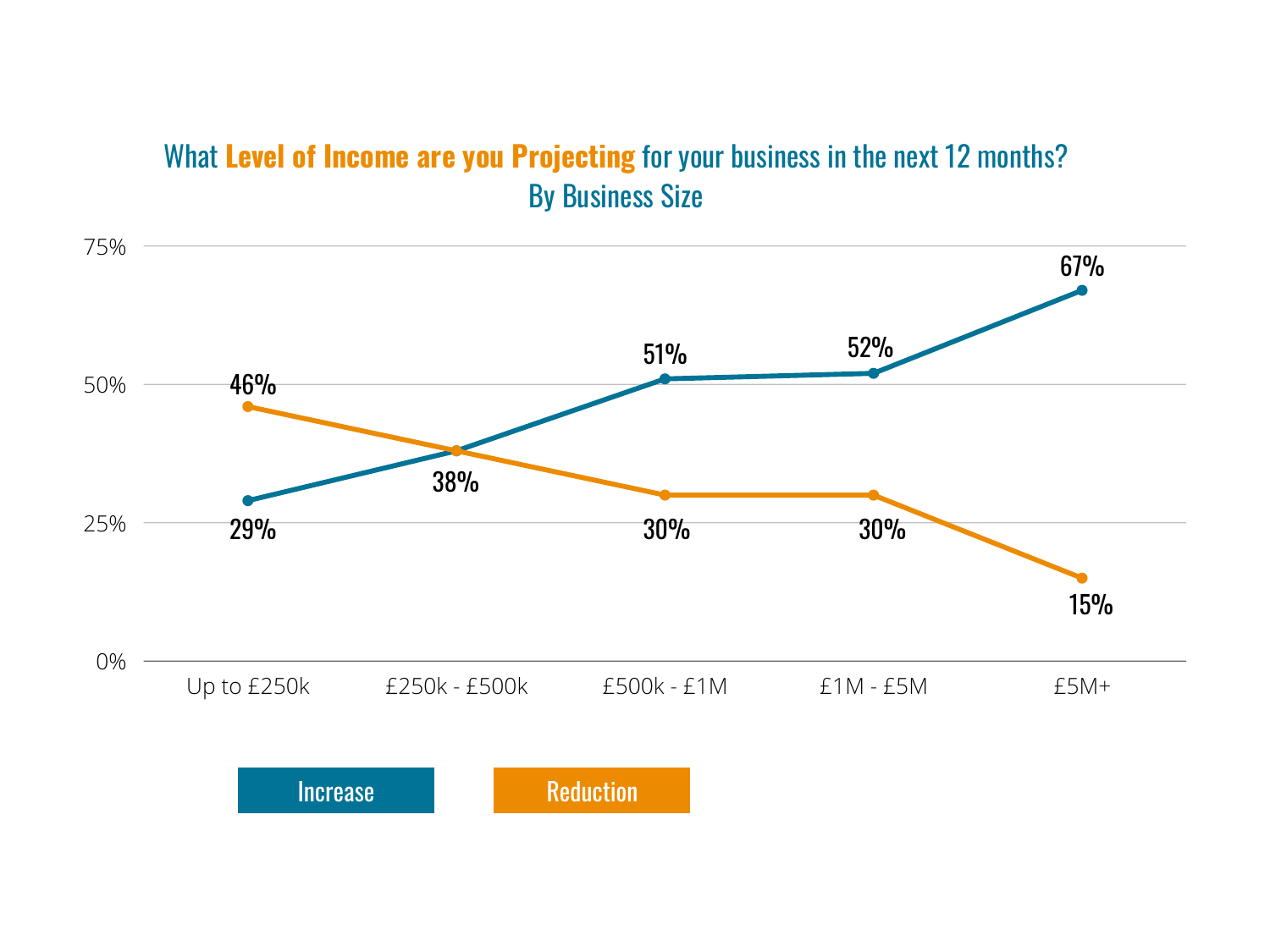## What **Level of Income are you Projecting** for your business in the next 12 months?
### By Business Size

| Business Size | Increase | Reduction |
| --- | --- | --- |
| Up to £250k | 29% | 46% |
| £250k - £500k | 38% | 38% |
| £500k - £1M | 51% | 30% |
| £1M - £5M | 52% | 30% |
| £5M+ | 67% | 15% |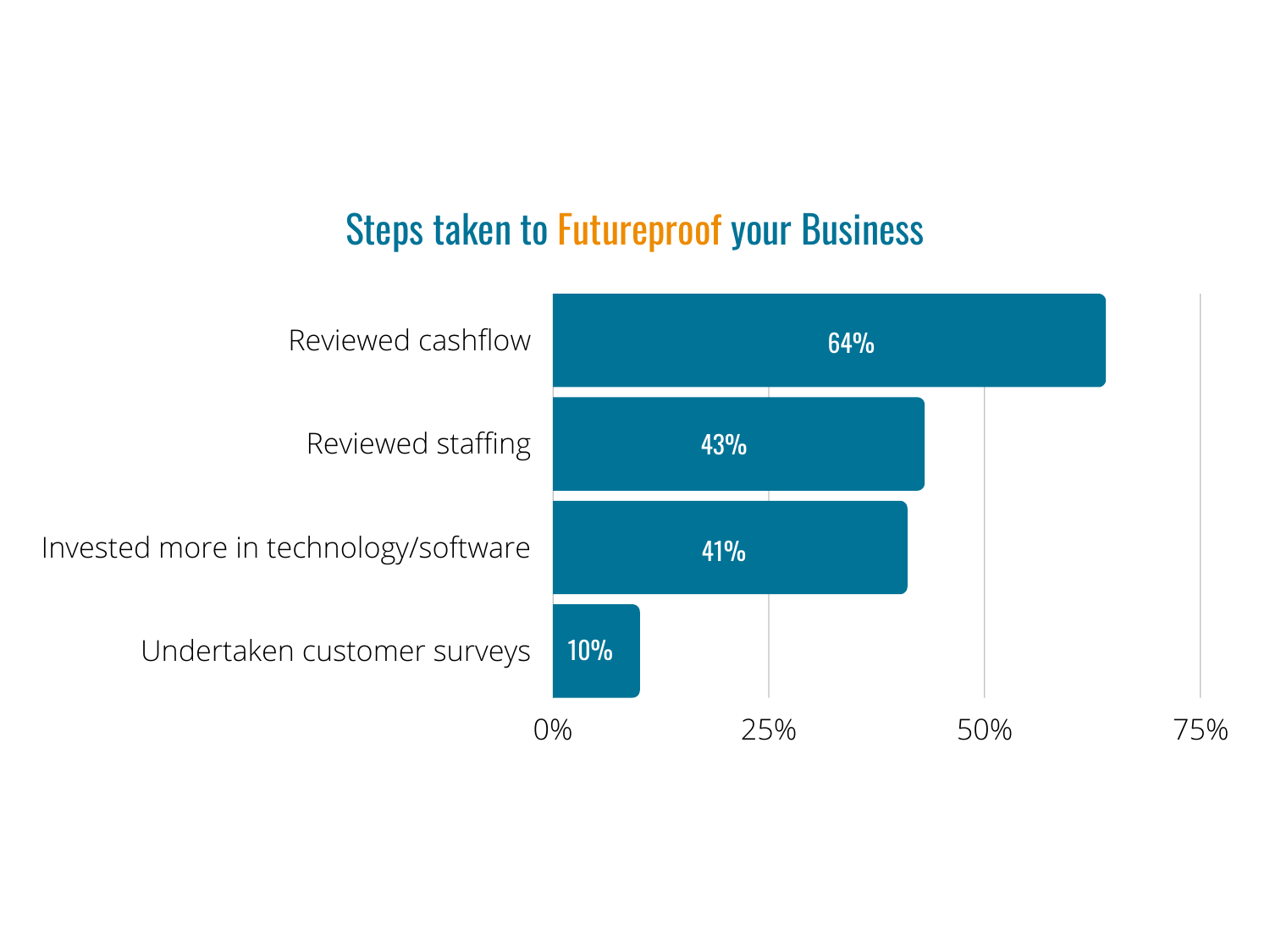## Steps taken to Futureproof your Business

| Step | Percentage |
|---|---|
| Reviewed cashflow | 64% |
| Reviewed staffing | 43% |
| Invested more in technology/software | 41% |
| Undertaken customer surveys | 10% |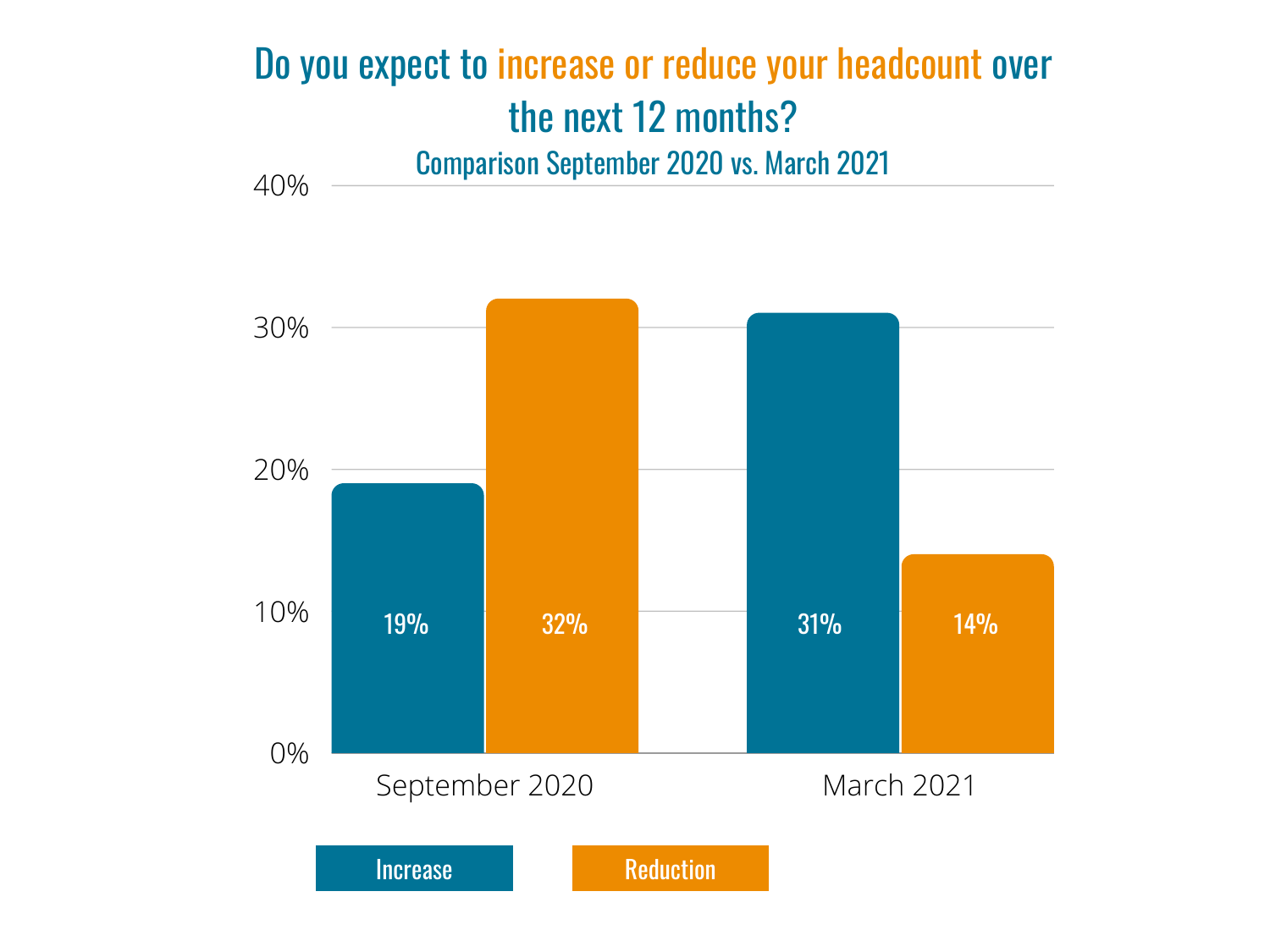# Do you expect to increase or reduce your headcount over the next 12 months?

## Comparison September 2020 vs. March 2021

| | Increase | Reduction |
|---|---|---|
| September 2020 | 19% | 32% |
| March 2021 | 31% | 14% |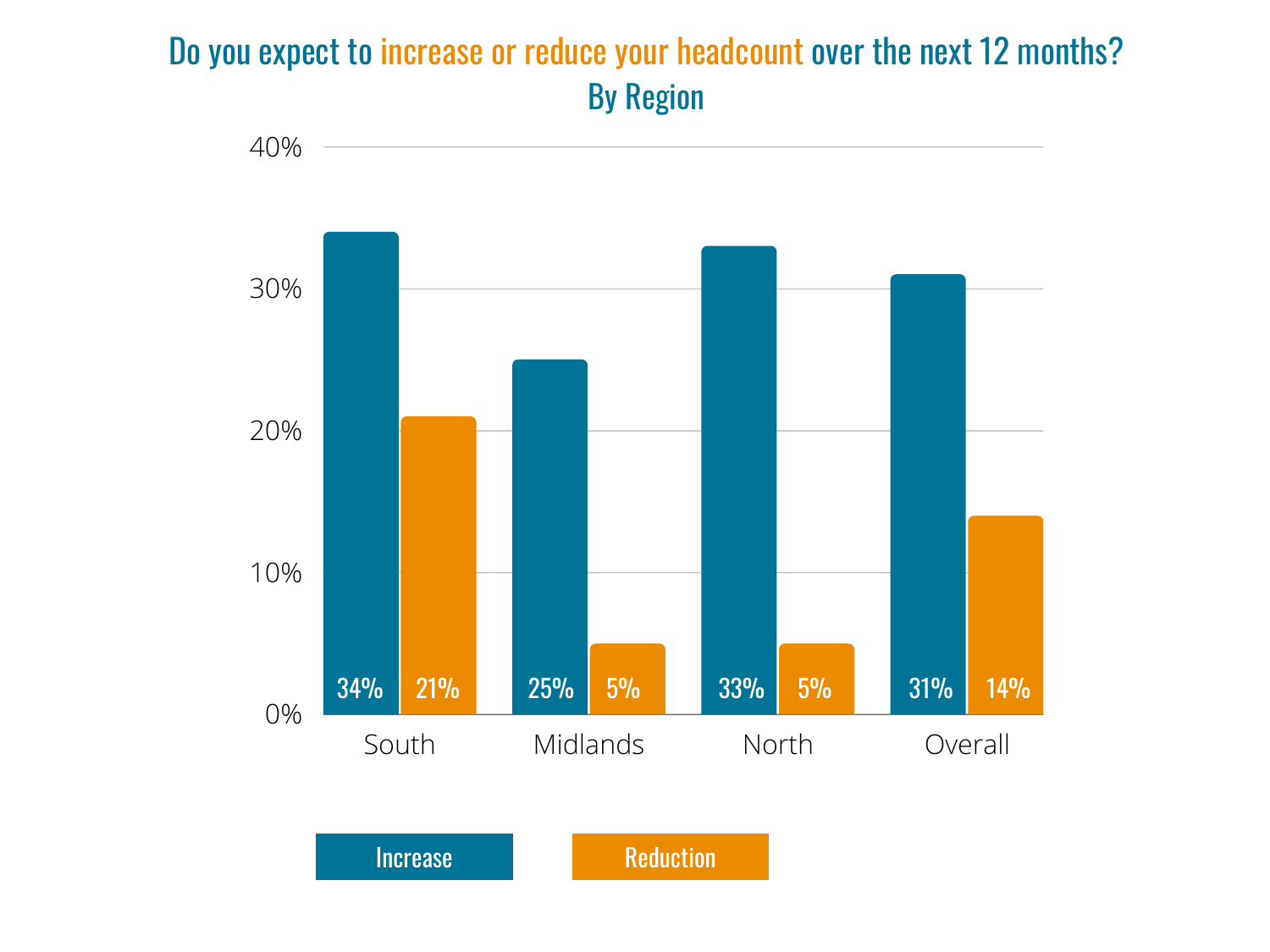## Do you expect to increase or reduce your headcount over the next 12 months?
### By Region

| Region | Increase | Reduction |
|---|---|---|
| South | 34% | 21% |
| Midlands | 25% | 5% |
| North | 33% | 5% |
| Overall | 31% | 14% |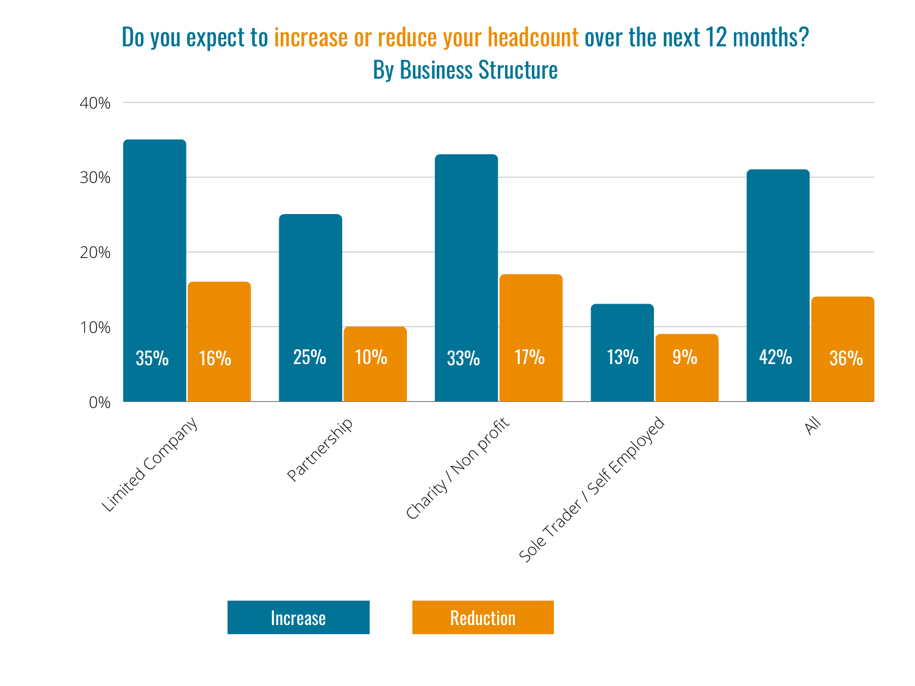## Do you expect to increase or reduce your headcount over the next 12 months?
### By Business Structure

| Business Structure | Increase | Reduction |
|---|---|---|
| Limited Company | 35% | 16% |
| Partnership | 25% | 10% |
| Charity / Non profit | 33% | 17% |
| Sole Trader / Self Employed | 13% | 9% |
| All | 42% | 36% |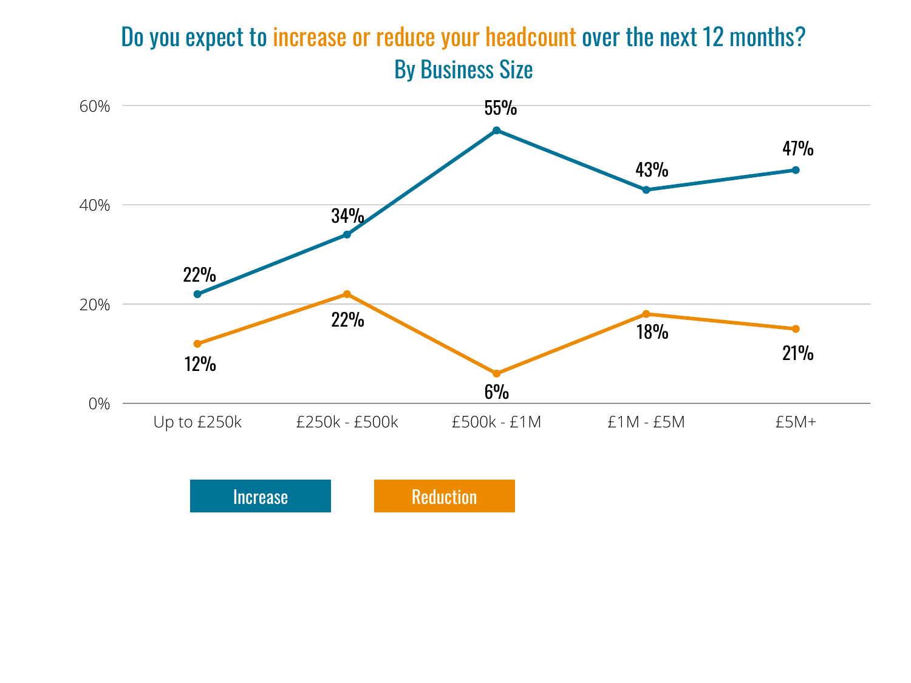# Do you expect to increase or reduce your headcount over the next 12 months?

## By Business Size

60%
40%
20%
0%

55%
47%
43%
34%
22%
22%
12%
6%
18%
21%

Up to £250k
£250k - £500k
£500k - £1M
£1M - £5M
£5M+

Increase
Reduction